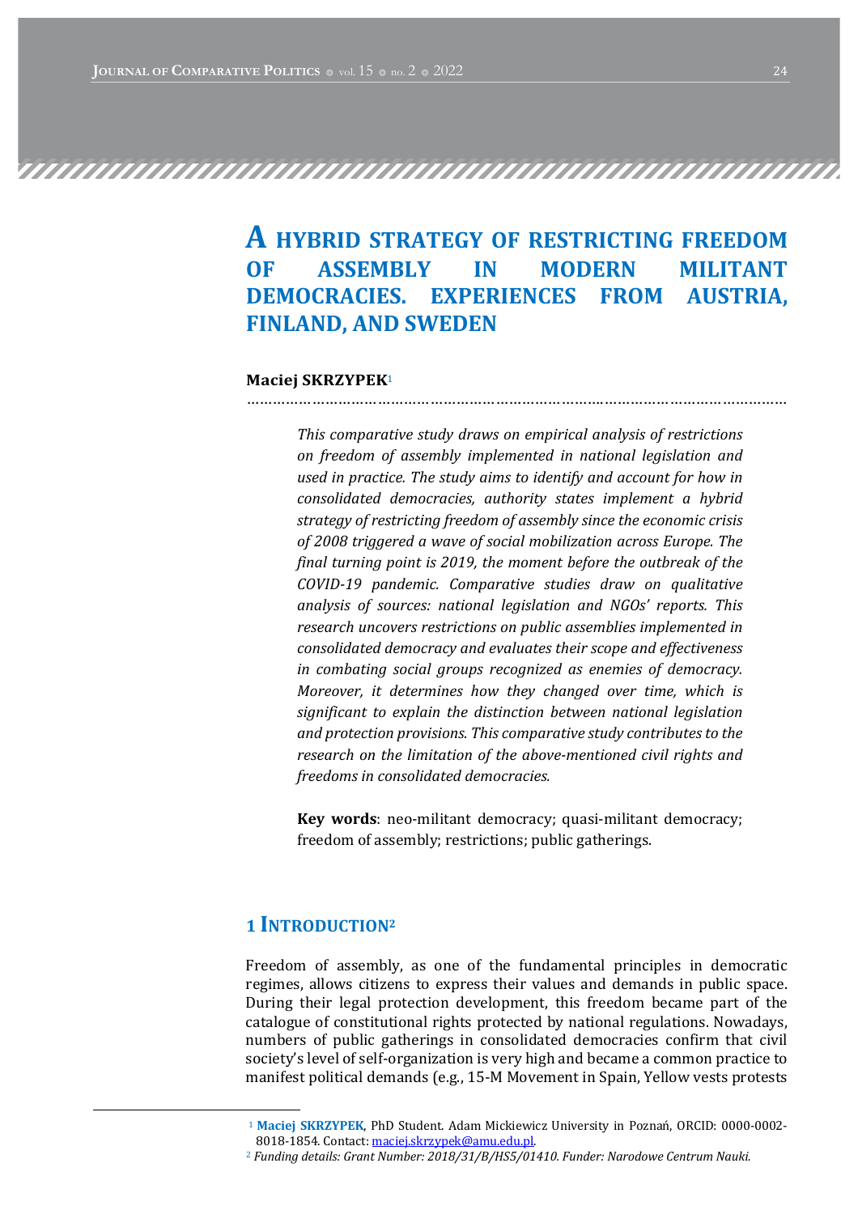# A HYBRID STRATEGY OF RESTRICTING FREEDOM OF ASSEMBLY IN MODERN MILITANT DEMOCRACIES. EXPERIENCES FROM AUSTRIA, FINLAND, AND SWEDEN

**Maciej SKRZYPEK**[1]

*This comparative study draws on empirical analysis of restrictions on freedom of assembly implemented in national legislation and used in practice. The study aims to identify and account for how in consolidated democracies, authority states implement a hybrid strategy of restricting freedom of assembly since the economic crisis of 2008 triggered a wave of social mobilization across Europe. The final turning point is 2019, the moment before the outbreak of the COVID-19 pandemic. Comparative studies draw on qualitative analysis of sources: national legislation and NGOs' reports. This research uncovers restrictions on public assemblies implemented in consolidated democracy and evaluates their scope and effectiveness in combating social groups recognized as enemies of democracy. Moreover, it determines how they changed over time, which is significant to explain the distinction between national legislation and protection provisions. This comparative study contributes to the research on the limitation of the above-mentioned civil rights and freedoms in consolidated democracies.*

**Key words**: neo-militant democracy; quasi-militant democracy; freedom of assembly; restrictions; public gatherings.

## 1 INTRODUCTION[2]

Freedom of assembly, as one of the fundamental principles in democratic regimes, allows citizens to express their values and demands in public space. During their legal protection development, this freedom became part of the catalogue of constitutional rights protected by national regulations. Nowadays, numbers of public gatherings in consolidated democracies confirm that civil society's level of self-organization is very high and became a common practice to manifest political demands (e.g., 15-M Movement in Spain, Yellow vests protests

---

[1] **Maciej SKRZYPEK**, PhD Student. Adam Mickiewicz University in Poznań, ORCID: 0000-0002-8018-1854. Contact: maciej.skrzypek@amu.edu.pl.

[2] *Funding details: Grant Number: 2018/31/B/HS5/01410. Funder: Narodowe Centrum Nauki.*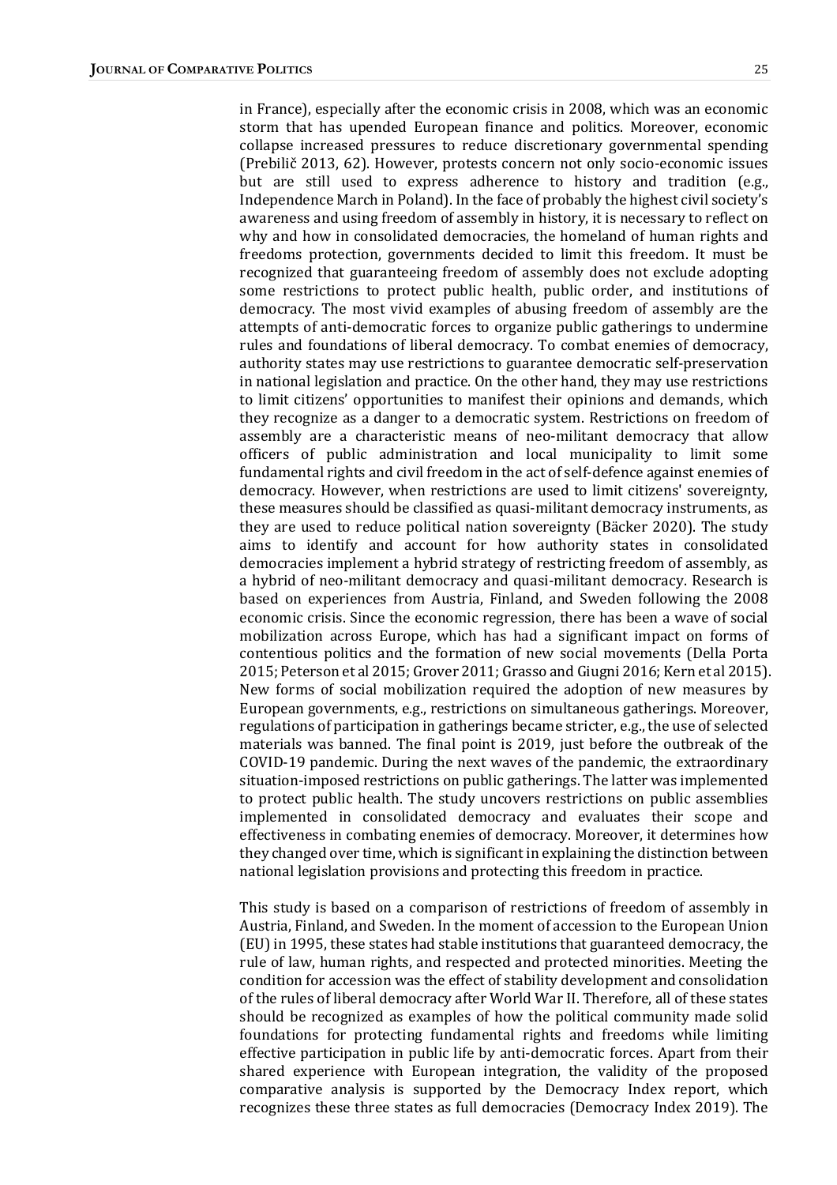in France), especially after the economic crisis in 2008, which was an economic storm that has upended European finance and politics. Moreover, economic collapse increased pressures to reduce discretionary governmental spending (Prebilič 2013, 62). However, protests concern not only socio-economic issues but are still used to express adherence to history and tradition (e.g., Independence March in Poland). In the face of probably the highest civil society's awareness and using freedom of assembly in history, it is necessary to reflect on why and how in consolidated democracies, the homeland of human rights and freedoms protection, governments decided to limit this freedom. It must be recognized that guaranteeing freedom of assembly does not exclude adopting some restrictions to protect public health, public order, and institutions of democracy. The most vivid examples of abusing freedom of assembly are the attempts of anti-democratic forces to organize public gatherings to undermine rules and foundations of liberal democracy. To combat enemies of democracy, authority states may use restrictions to guarantee democratic self-preservation in national legislation and practice. On the other hand, they may use restrictions to limit citizens' opportunities to manifest their opinions and demands, which they recognize as a danger to a democratic system. Restrictions on freedom of assembly are a characteristic means of neo-militant democracy that allow officers of public administration and local municipality to limit some fundamental rights and civil freedom in the act of self-defence against enemies of democracy. However, when restrictions are used to limit citizens' sovereignty, these measures should be classified as quasi-militant democracy instruments, as they are used to reduce political nation sovereignty (Bäcker 2020). The study aims to identify and account for how authority states in consolidated democracies implement a hybrid strategy of restricting freedom of assembly, as a hybrid of neo-militant democracy and quasi-militant democracy. Research is based on experiences from Austria, Finland, and Sweden following the 2008 economic crisis. Since the economic regression, there has been a wave of social mobilization across Europe, which has had a significant impact on forms of contentious politics and the formation of new social movements (Della Porta 2015; Peterson et al 2015; Grover 2011; Grasso and Giugni 2016; Kern et al 2015). New forms of social mobilization required the adoption of new measures by European governments, e.g., restrictions on simultaneous gatherings. Moreover, regulations of participation in gatherings became stricter, e.g., the use of selected materials was banned. The final point is 2019, just before the outbreak of the COVID-19 pandemic. During the next waves of the pandemic, the extraordinary situation-imposed restrictions on public gatherings. The latter was implemented to protect public health. The study uncovers restrictions on public assemblies implemented in consolidated democracy and evaluates their scope and effectiveness in combating enemies of democracy. Moreover, it determines how they changed over time, which is significant in explaining the distinction between national legislation provisions and protecting this freedom in practice.

This study is based on a comparison of restrictions of freedom of assembly in Austria, Finland, and Sweden. In the moment of accession to the European Union (EU) in 1995, these states had stable institutions that guaranteed democracy, the rule of law, human rights, and respected and protected minorities. Meeting the condition for accession was the effect of stability development and consolidation of the rules of liberal democracy after World War II. Therefore, all of these states should be recognized as examples of how the political community made solid foundations for protecting fundamental rights and freedoms while limiting effective participation in public life by anti-democratic forces. Apart from their shared experience with European integration, the validity of the proposed comparative analysis is supported by the Democracy Index report, which recognizes these three states as full democracies (Democracy Index 2019). The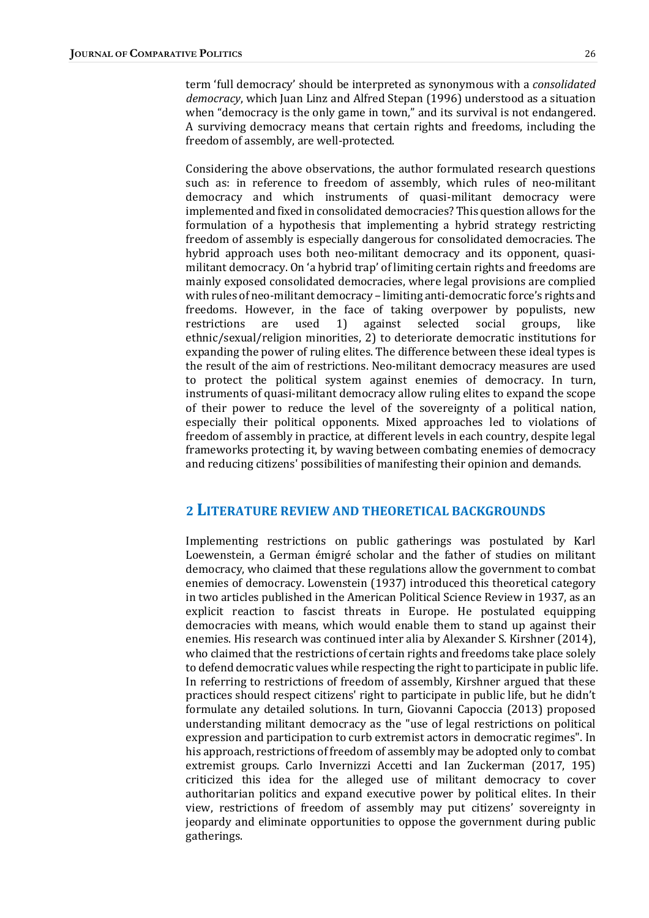term 'full democracy' should be interpreted as synonymous with a *consolidated democracy*, which Juan Linz and Alfred Stepan (1996) understood as a situation when "democracy is the only game in town," and its survival is not endangered. A surviving democracy means that certain rights and freedoms, including the freedom of assembly, are well-protected.

Considering the above observations, the author formulated research questions such as: in reference to freedom of assembly, which rules of neo-militant democracy and which instruments of quasi-militant democracy were implemented and fixed in consolidated democracies? This question allows for the formulation of a hypothesis that implementing a hybrid strategy restricting freedom of assembly is especially dangerous for consolidated democracies. The hybrid approach uses both neo-militant democracy and its opponent, quasi-militant democracy. On 'a hybrid trap' of limiting certain rights and freedoms are mainly exposed consolidated democracies, where legal provisions are complied with rules of neo-militant democracy – limiting anti-democratic force's rights and freedoms. However, in the face of taking overpower by populists, new restrictions are used 1) against selected social groups, like ethnic/sexual/religion minorities, 2) to deteriorate democratic institutions for expanding the power of ruling elites. The difference between these ideal types is the result of the aim of restrictions. Neo-militant democracy measures are used to protect the political system against enemies of democracy. In turn, instruments of quasi-militant democracy allow ruling elites to expand the scope of their power to reduce the level of the sovereignty of a political nation, especially their political opponents. Mixed approaches led to violations of freedom of assembly in practice, at different levels in each country, despite legal frameworks protecting it, by waving between combating enemies of democracy and reducing citizens' possibilities of manifesting their opinion and demands.

## 2 LITERATURE REVIEW AND THEORETICAL BACKGROUNDS

Implementing restrictions on public gatherings was postulated by Karl Loewenstein, a German émigré scholar and the father of studies on militant democracy, who claimed that these regulations allow the government to combat enemies of democracy. Lowenstein (1937) introduced this theoretical category in two articles published in the American Political Science Review in 1937, as an explicit reaction to fascist threats in Europe. He postulated equipping democracies with means, which would enable them to stand up against their enemies. His research was continued inter alia by Alexander S. Kirshner (2014), who claimed that the restrictions of certain rights and freedoms take place solely to defend democratic values while respecting the right to participate in public life. In referring to restrictions of freedom of assembly, Kirshner argued that these practices should respect citizens' right to participate in public life, but he didn't formulate any detailed solutions. In turn, Giovanni Capoccia (2013) proposed understanding militant democracy as the "use of legal restrictions on political expression and participation to curb extremist actors in democratic regimes". In his approach, restrictions of freedom of assembly may be adopted only to combat extremist groups. Carlo Invernizzi Accetti and Ian Zuckerman (2017, 195) criticized this idea for the alleged use of militant democracy to cover authoritarian politics and expand executive power by political elites. In their view, restrictions of freedom of assembly may put citizens' sovereignty in jeopardy and eliminate opportunities to oppose the government during public gatherings.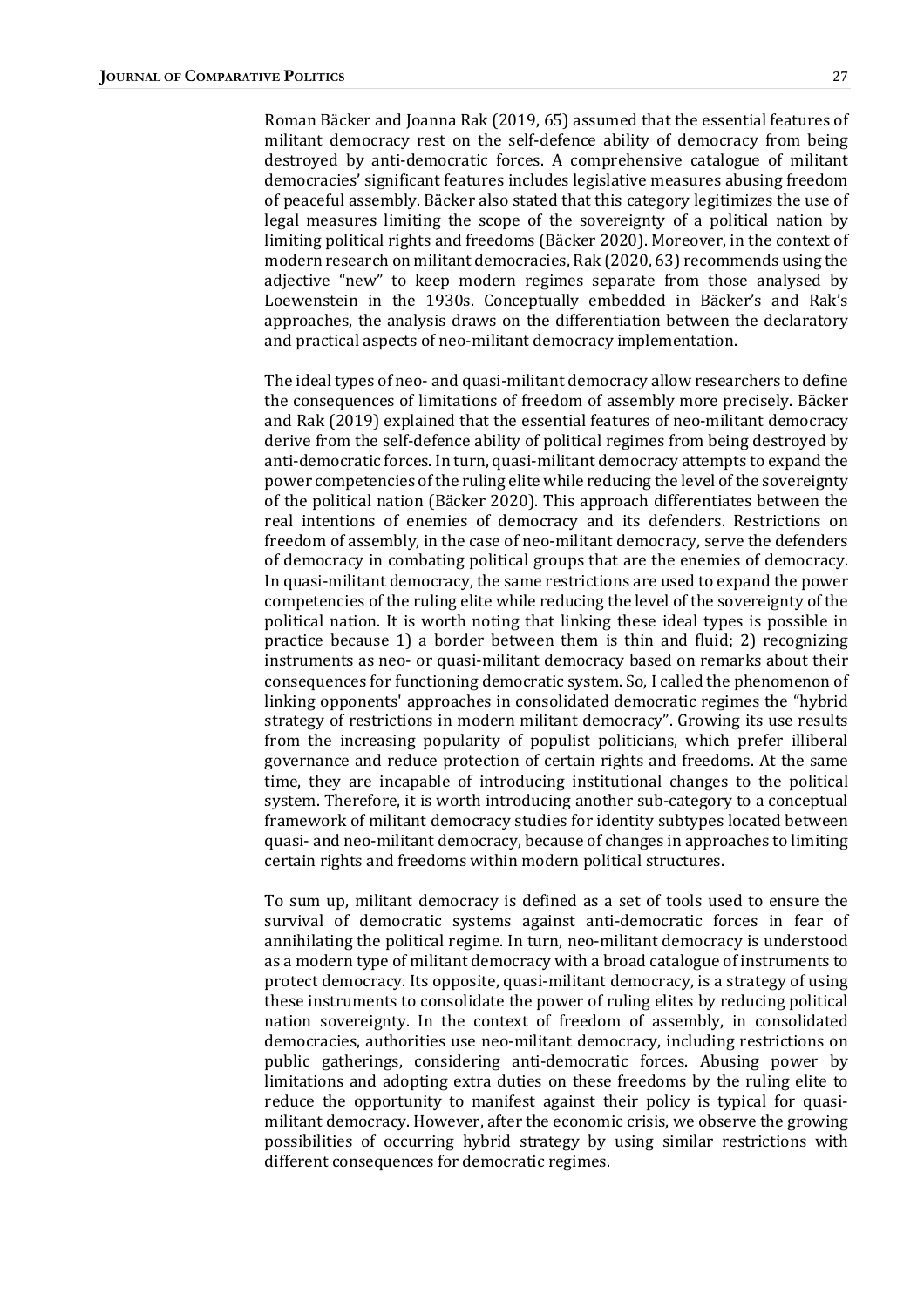Roman Bäcker and Joanna Rak (2019, 65) assumed that the essential features of militant democracy rest on the self-defence ability of democracy from being destroyed by anti-democratic forces. A comprehensive catalogue of militant democracies' significant features includes legislative measures abusing freedom of peaceful assembly. Bäcker also stated that this category legitimizes the use of legal measures limiting the scope of the sovereignty of a political nation by limiting political rights and freedoms (Bäcker 2020). Moreover, in the context of modern research on militant democracies, Rak (2020, 63) recommends using the adjective "new" to keep modern regimes separate from those analysed by Loewenstein in the 1930s. Conceptually embedded in Bäcker's and Rak's approaches, the analysis draws on the differentiation between the declaratory and practical aspects of neo-militant democracy implementation.

The ideal types of neo- and quasi-militant democracy allow researchers to define the consequences of limitations of freedom of assembly more precisely. Bäcker and Rak (2019) explained that the essential features of neo-militant democracy derive from the self-defence ability of political regimes from being destroyed by anti-democratic forces. In turn, quasi-militant democracy attempts to expand the power competencies of the ruling elite while reducing the level of the sovereignty of the political nation (Bäcker 2020). This approach differentiates between the real intentions of enemies of democracy and its defenders. Restrictions on freedom of assembly, in the case of neo-militant democracy, serve the defenders of democracy in combating political groups that are the enemies of democracy. In quasi-militant democracy, the same restrictions are used to expand the power competencies of the ruling elite while reducing the level of the sovereignty of the political nation. It is worth noting that linking these ideal types is possible in practice because 1) a border between them is thin and fluid; 2) recognizing instruments as neo- or quasi-militant democracy based on remarks about their consequences for functioning democratic system. So, I called the phenomenon of linking opponents' approaches in consolidated democratic regimes the "hybrid strategy of restrictions in modern militant democracy". Growing its use results from the increasing popularity of populist politicians, which prefer illiberal governance and reduce protection of certain rights and freedoms. At the same time, they are incapable of introducing institutional changes to the political system. Therefore, it is worth introducing another sub-category to a conceptual framework of militant democracy studies for identity subtypes located between quasi- and neo-militant democracy, because of changes in approaches to limiting certain rights and freedoms within modern political structures.

To sum up, militant democracy is defined as a set of tools used to ensure the survival of democratic systems against anti-democratic forces in fear of annihilating the political regime. In turn, neo-militant democracy is understood as a modern type of militant democracy with a broad catalogue of instruments to protect democracy. Its opposite, quasi-militant democracy, is a strategy of using these instruments to consolidate the power of ruling elites by reducing political nation sovereignty. In the context of freedom of assembly, in consolidated democracies, authorities use neo-militant democracy, including restrictions on public gatherings, considering anti-democratic forces. Abusing power by limitations and adopting extra duties on these freedoms by the ruling elite to reduce the opportunity to manifest against their policy is typical for quasi-militant democracy. However, after the economic crisis, we observe the growing possibilities of occurring hybrid strategy by using similar restrictions with different consequences for democratic regimes.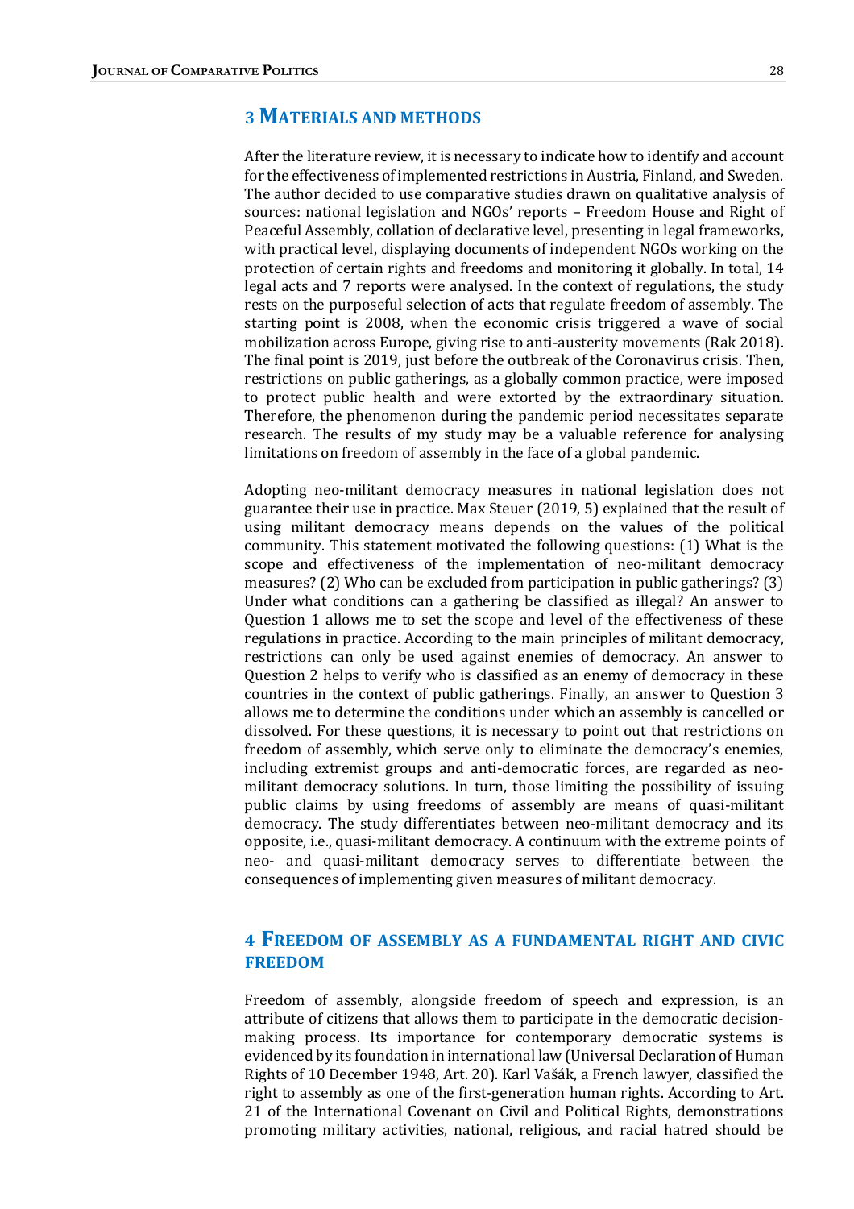## 3 Materials and methods

After the literature review, it is necessary to indicate how to identify and account for the effectiveness of implemented restrictions in Austria, Finland, and Sweden. The author decided to use comparative studies drawn on qualitative analysis of sources: national legislation and NGOs' reports – Freedom House and Right of Peaceful Assembly, collation of declarative level, presenting in legal frameworks, with practical level, displaying documents of independent NGOs working on the protection of certain rights and freedoms and monitoring it globally. In total, 14 legal acts and 7 reports were analysed. In the context of regulations, the study rests on the purposeful selection of acts that regulate freedom of assembly. The starting point is 2008, when the economic crisis triggered a wave of social mobilization across Europe, giving rise to anti-austerity movements (Rak 2018). The final point is 2019, just before the outbreak of the Coronavirus crisis. Then, restrictions on public gatherings, as a globally common practice, were imposed to protect public health and were extorted by the extraordinary situation. Therefore, the phenomenon during the pandemic period necessitates separate research. The results of my study may be a valuable reference for analysing limitations on freedom of assembly in the face of a global pandemic.

Adopting neo-militant democracy measures in national legislation does not guarantee their use in practice. Max Steuer (2019, 5) explained that the result of using militant democracy means depends on the values of the political community. This statement motivated the following questions: (1) What is the scope and effectiveness of the implementation of neo-militant democracy measures? (2) Who can be excluded from participation in public gatherings? (3) Under what conditions can a gathering be classified as illegal? An answer to Question 1 allows me to set the scope and level of the effectiveness of these regulations in practice. According to the main principles of militant democracy, restrictions can only be used against enemies of democracy. An answer to Question 2 helps to verify who is classified as an enemy of democracy in these countries in the context of public gatherings. Finally, an answer to Question 3 allows me to determine the conditions under which an assembly is cancelled or dissolved. For these questions, it is necessary to point out that restrictions on freedom of assembly, which serve only to eliminate the democracy's enemies, including extremist groups and anti-democratic forces, are regarded as neo-militant democracy solutions. In turn, those limiting the possibility of issuing public claims by using freedoms of assembly are means of quasi-militant democracy. The study differentiates between neo-militant democracy and its opposite, i.e., quasi-militant democracy. A continuum with the extreme points of neo- and quasi-militant democracy serves to differentiate between the consequences of implementing given measures of militant democracy.

## 4 Freedom of assembly as a fundamental right and civic freedom

Freedom of assembly, alongside freedom of speech and expression, is an attribute of citizens that allows them to participate in the democratic decision-making process. Its importance for contemporary democratic systems is evidenced by its foundation in international law (Universal Declaration of Human Rights of 10 December 1948, Art. 20). Karl Vašák, a French lawyer, classified the right to assembly as one of the first-generation human rights. According to Art. 21 of the International Covenant on Civil and Political Rights, demonstrations promoting military activities, national, religious, and racial hatred should be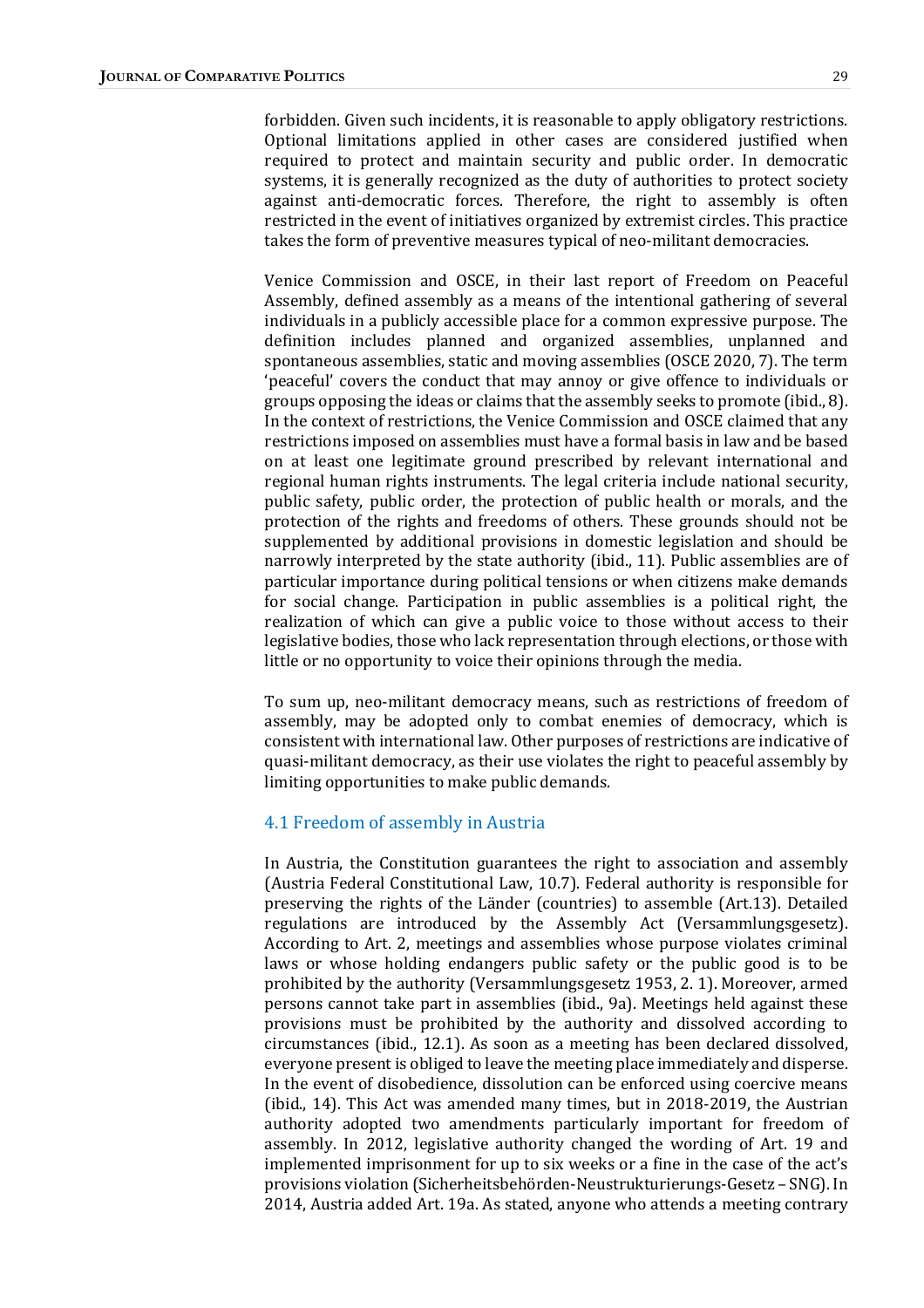forbidden. Given such incidents, it is reasonable to apply obligatory restrictions. Optional limitations applied in other cases are considered justified when required to protect and maintain security and public order. In democratic systems, it is generally recognized as the duty of authorities to protect society against anti-democratic forces. Therefore, the right to assembly is often restricted in the event of initiatives organized by extremist circles. This practice takes the form of preventive measures typical of neo-militant democracies.

Venice Commission and OSCE, in their last report of Freedom on Peaceful Assembly, defined assembly as a means of the intentional gathering of several individuals in a publicly accessible place for a common expressive purpose. The definition includes planned and organized assemblies, unplanned and spontaneous assemblies, static and moving assemblies (OSCE 2020, 7). The term 'peaceful' covers the conduct that may annoy or give offence to individuals or groups opposing the ideas or claims that the assembly seeks to promote (ibid., 8). In the context of restrictions, the Venice Commission and OSCE claimed that any restrictions imposed on assemblies must have a formal basis in law and be based on at least one legitimate ground prescribed by relevant international and regional human rights instruments. The legal criteria include national security, public safety, public order, the protection of public health or morals, and the protection of the rights and freedoms of others. These grounds should not be supplemented by additional provisions in domestic legislation and should be narrowly interpreted by the state authority (ibid., 11). Public assemblies are of particular importance during political tensions or when citizens make demands for social change. Participation in public assemblies is a political right, the realization of which can give a public voice to those without access to their legislative bodies, those who lack representation through elections, or those with little or no opportunity to voice their opinions through the media.

To sum up, neo-militant democracy means, such as restrictions of freedom of assembly, may be adopted only to combat enemies of democracy, which is consistent with international law. Other purposes of restrictions are indicative of quasi-militant democracy, as their use violates the right to peaceful assembly by limiting opportunities to make public demands.

### 4.1 Freedom of assembly in Austria

In Austria, the Constitution guarantees the right to association and assembly (Austria Federal Constitutional Law, 10.7). Federal authority is responsible for preserving the rights of the Länder (countries) to assemble (Art.13). Detailed regulations are introduced by the Assembly Act (Versammlungsgesetz). According to Art. 2, meetings and assemblies whose purpose violates criminal laws or whose holding endangers public safety or the public good is to be prohibited by the authority (Versammlungsgesetz 1953, 2. 1). Moreover, armed persons cannot take part in assemblies (ibid., 9a). Meetings held against these provisions must be prohibited by the authority and dissolved according to circumstances (ibid., 12.1). As soon as a meeting has been declared dissolved, everyone present is obliged to leave the meeting place immediately and disperse. In the event of disobedience, dissolution can be enforced using coercive means (ibid., 14). This Act was amended many times, but in 2018-2019, the Austrian authority adopted two amendments particularly important for freedom of assembly. In 2012, legislative authority changed the wording of Art. 19 and implemented imprisonment for up to six weeks or a fine in the case of the act's provisions violation (Sicherheitsbehörden-Neustrukturierungs-Gesetz – SNG). In 2014, Austria added Art. 19a. As stated, anyone who attends a meeting contrary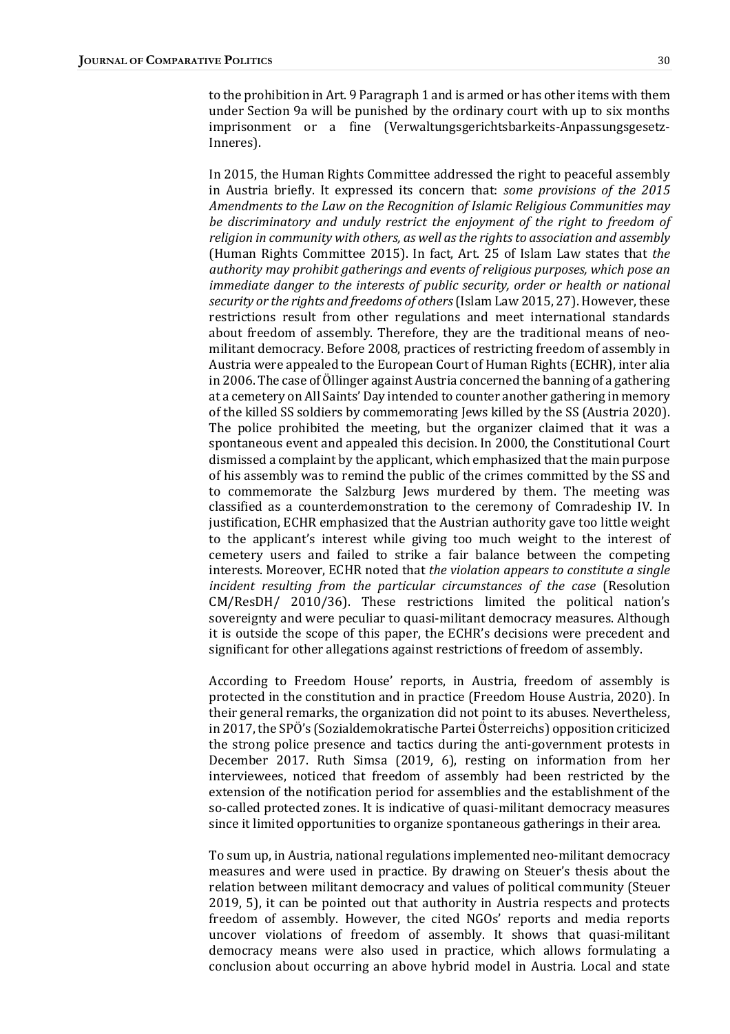to the prohibition in Art. 9 Paragraph 1 and is armed or has other items with them under Section 9a will be punished by the ordinary court with up to six months imprisonment or a fine (Verwaltungsgerichtsbarkeits-Anpassungsgesetz-Inneres).

In 2015, the Human Rights Committee addressed the right to peaceful assembly in Austria briefly. It expressed its concern that: *some provisions of the 2015 Amendments to the Law on the Recognition of Islamic Religious Communities may be discriminatory and unduly restrict the enjoyment of the right to freedom of religion in community with others, as well as the rights to association and assembly* (Human Rights Committee 2015). In fact, Art. 25 of Islam Law states that *the authority may prohibit gatherings and events of religious purposes, which pose an immediate danger to the interests of public security, order or health or national security or the rights and freedoms of others* (Islam Law 2015, 27). However, these restrictions result from other regulations and meet international standards about freedom of assembly. Therefore, they are the traditional means of neo-militant democracy. Before 2008, practices of restricting freedom of assembly in Austria were appealed to the European Court of Human Rights (ECHR), inter alia in 2006. The case of Öllinger against Austria concerned the banning of a gathering at a cemetery on All Saints' Day intended to counter another gathering in memory of the killed SS soldiers by commemorating Jews killed by the SS (Austria 2020). The police prohibited the meeting, but the organizer claimed that it was a spontaneous event and appealed this decision. In 2000, the Constitutional Court dismissed a complaint by the applicant, which emphasized that the main purpose of his assembly was to remind the public of the crimes committed by the SS and to commemorate the Salzburg Jews murdered by them. The meeting was classified as a counterdemonstration to the ceremony of Comradeship IV. In justification, ECHR emphasized that the Austrian authority gave too little weight to the applicant's interest while giving too much weight to the interest of cemetery users and failed to strike a fair balance between the competing interests. Moreover, ECHR noted that *the violation appears to constitute a single incident resulting from the particular circumstances of the case* (Resolution CM/ResDH/ 2010/36). These restrictions limited the political nation's sovereignty and were peculiar to quasi-militant democracy measures. Although it is outside the scope of this paper, the ECHR's decisions were precedent and significant for other allegations against restrictions of freedom of assembly.

According to Freedom House' reports, in Austria, freedom of assembly is protected in the constitution and in practice (Freedom House Austria, 2020). In their general remarks, the organization did not point to its abuses. Nevertheless, in 2017, the SPÖ's (Sozialdemokratische Partei Österreichs) opposition criticized the strong police presence and tactics during the anti-government protests in December 2017. Ruth Simsa (2019, 6), resting on information from her interviewees, noticed that freedom of assembly had been restricted by the extension of the notification period for assemblies and the establishment of the so-called protected zones. It is indicative of quasi-militant democracy measures since it limited opportunities to organize spontaneous gatherings in their area.

To sum up, in Austria, national regulations implemented neo-militant democracy measures and were used in practice. By drawing on Steuer's thesis about the relation between militant democracy and values of political community (Steuer 2019, 5), it can be pointed out that authority in Austria respects and protects freedom of assembly. However, the cited NGOs' reports and media reports uncover violations of freedom of assembly. It shows that quasi-militant democracy means were also used in practice, which allows formulating a conclusion about occurring an above hybrid model in Austria. Local and state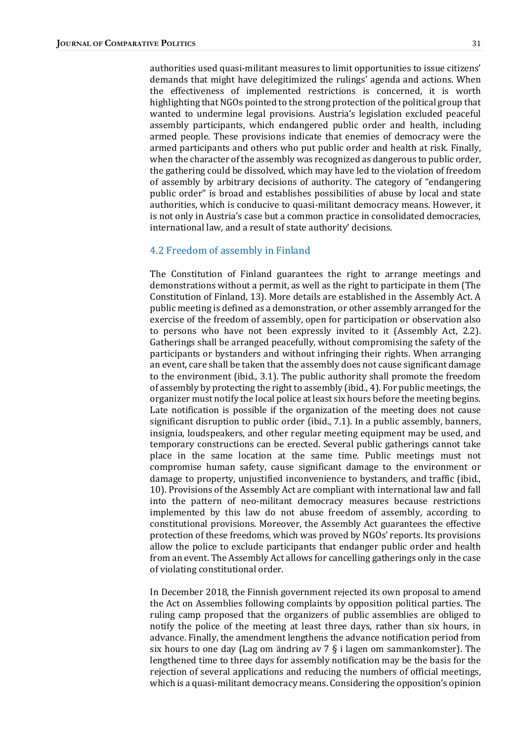authorities used quasi-militant measures to limit opportunities to issue citizens' demands that might have delegitimized the rulings' agenda and actions. When the effectiveness of implemented restrictions is concerned, it is worth highlighting that NGOs pointed to the strong protection of the political group that wanted to undermine legal provisions. Austria's legislation excluded peaceful assembly participants, which endangered public order and health, including armed people. These provisions indicate that enemies of democracy were the armed participants and others who put public order and health at risk. Finally, when the character of the assembly was recognized as dangerous to public order, the gathering could be dissolved, which may have led to the violation of freedom of assembly by arbitrary decisions of authority. The category of "endangering public order" is broad and establishes possibilities of abuse by local and state authorities, which is conducive to quasi-militant democracy means. However, it is not only in Austria's case but a common practice in consolidated democracies, international law, and a result of state authority' decisions.

## 4.2 Freedom of assembly in Finland

The Constitution of Finland guarantees the right to arrange meetings and demonstrations without a permit, as well as the right to participate in them (The Constitution of Finland, 13). More details are established in the Assembly Act. A public meeting is defined as a demonstration, or other assembly arranged for the exercise of the freedom of assembly, open for participation or observation also to persons who have not been expressly invited to it (Assembly Act, 2.2). Gatherings shall be arranged peacefully, without compromising the safety of the participants or bystanders and without infringing their rights. When arranging an event, care shall be taken that the assembly does not cause significant damage to the environment (ibid., 3.1). The public authority shall promote the freedom of assembly by protecting the right to assembly (ibid., 4). For public meetings, the organizer must notify the local police at least six hours before the meeting begins. Late notification is possible if the organization of the meeting does not cause significant disruption to public order (ibid., 7.1). In a public assembly, banners, insignia, loudspeakers, and other regular meeting equipment may be used, and temporary constructions can be erected. Several public gatherings cannot take place in the same location at the same time. Public meetings must not compromise human safety, cause significant damage to the environment or damage to property, unjustified inconvenience to bystanders, and traffic (ibid., 10). Provisions of the Assembly Act are compliant with international law and fall into the pattern of neo-militant democracy measures because restrictions implemented by this law do not abuse freedom of assembly, according to constitutional provisions. Moreover, the Assembly Act guarantees the effective protection of these freedoms, which was proved by NGOs' reports. Its provisions allow the police to exclude participants that endanger public order and health from an event. The Assembly Act allows for cancelling gatherings only in the case of violating constitutional order.

In December 2018, the Finnish government rejected its own proposal to amend the Act on Assemblies following complaints by opposition political parties. The ruling camp proposed that the organizers of public assemblies are obliged to notify the police of the meeting at least three days, rather than six hours, in advance. Finally, the amendment lengthens the advance notification period from six hours to one day (Lag om ändring av 7 § i lagen om sammankomster). The lengthened time to three days for assembly notification may be the basis for the rejection of several applications and reducing the numbers of official meetings, which is a quasi-militant democracy means. Considering the opposition's opinion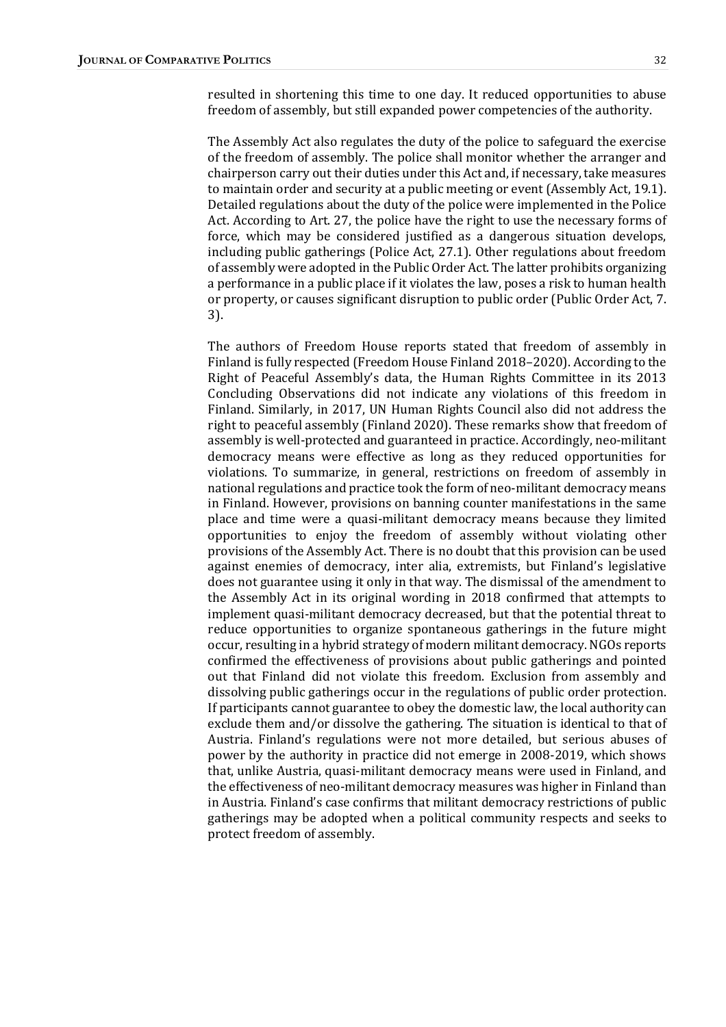resulted in shortening this time to one day. It reduced opportunities to abuse freedom of assembly, but still expanded power competencies of the authority.

The Assembly Act also regulates the duty of the police to safeguard the exercise of the freedom of assembly. The police shall monitor whether the arranger and chairperson carry out their duties under this Act and, if necessary, take measures to maintain order and security at a public meeting or event (Assembly Act, 19.1). Detailed regulations about the duty of the police were implemented in the Police Act. According to Art. 27, the police have the right to use the necessary forms of force, which may be considered justified as a dangerous situation develops, including public gatherings (Police Act, 27.1). Other regulations about freedom of assembly were adopted in the Public Order Act. The latter prohibits organizing a performance in a public place if it violates the law, poses a risk to human health or property, or causes significant disruption to public order (Public Order Act, 7. 3).

The authors of Freedom House reports stated that freedom of assembly in Finland is fully respected (Freedom House Finland 2018–2020). According to the Right of Peaceful Assembly's data, the Human Rights Committee in its 2013 Concluding Observations did not indicate any violations of this freedom in Finland. Similarly, in 2017, UN Human Rights Council also did not address the right to peaceful assembly (Finland 2020). These remarks show that freedom of assembly is well-protected and guaranteed in practice. Accordingly, neo-militant democracy means were effective as long as they reduced opportunities for violations. To summarize, in general, restrictions on freedom of assembly in national regulations and practice took the form of neo-militant democracy means in Finland. However, provisions on banning counter manifestations in the same place and time were a quasi-militant democracy means because they limited opportunities to enjoy the freedom of assembly without violating other provisions of the Assembly Act. There is no doubt that this provision can be used against enemies of democracy, inter alia, extremists, but Finland's legislative does not guarantee using it only in that way. The dismissal of the amendment to the Assembly Act in its original wording in 2018 confirmed that attempts to implement quasi-militant democracy decreased, but that the potential threat to reduce opportunities to organize spontaneous gatherings in the future might occur, resulting in a hybrid strategy of modern militant democracy. NGOs reports confirmed the effectiveness of provisions about public gatherings and pointed out that Finland did not violate this freedom. Exclusion from assembly and dissolving public gatherings occur in the regulations of public order protection. If participants cannot guarantee to obey the domestic law, the local authority can exclude them and/or dissolve the gathering. The situation is identical to that of Austria. Finland's regulations were not more detailed, but serious abuses of power by the authority in practice did not emerge in 2008-2019, which shows that, unlike Austria, quasi-militant democracy means were used in Finland, and the effectiveness of neo-militant democracy measures was higher in Finland than in Austria. Finland's case confirms that militant democracy restrictions of public gatherings may be adopted when a political community respects and seeks to protect freedom of assembly.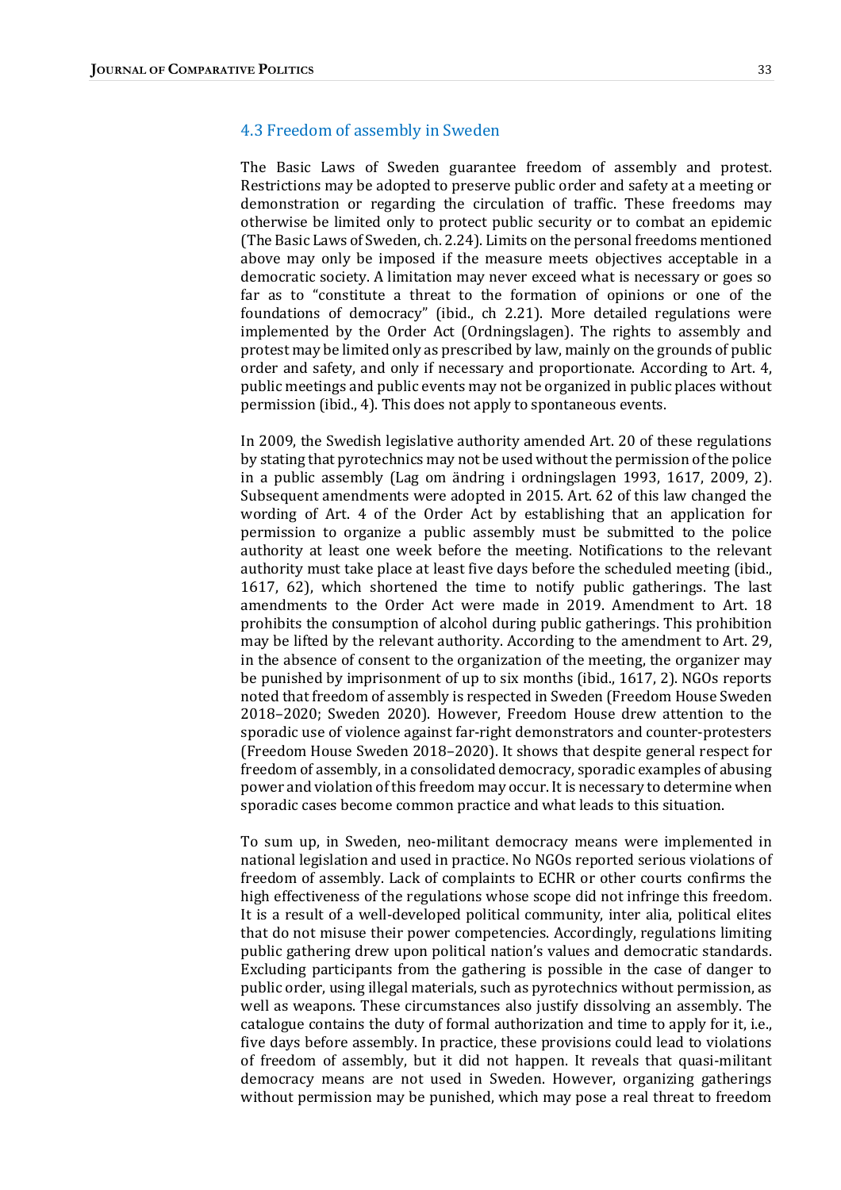### 4.3 Freedom of assembly in Sweden

The Basic Laws of Sweden guarantee freedom of assembly and protest. Restrictions may be adopted to preserve public order and safety at a meeting or demonstration or regarding the circulation of traffic. These freedoms may otherwise be limited only to protect public security or to combat an epidemic (The Basic Laws of Sweden, ch. 2.24). Limits on the personal freedoms mentioned above may only be imposed if the measure meets objectives acceptable in a democratic society. A limitation may never exceed what is necessary or goes so far as to "constitute a threat to the formation of opinions or one of the foundations of democracy" (ibid., ch 2.21). More detailed regulations were implemented by the Order Act (Ordningslagen). The rights to assembly and protest may be limited only as prescribed by law, mainly on the grounds of public order and safety, and only if necessary and proportionate. According to Art. 4, public meetings and public events may not be organized in public places without permission (ibid., 4). This does not apply to spontaneous events.

In 2009, the Swedish legislative authority amended Art. 20 of these regulations by stating that pyrotechnics may not be used without the permission of the police in a public assembly (Lag om ändring i ordningslagen 1993, 1617, 2009, 2). Subsequent amendments were adopted in 2015. Art. 62 of this law changed the wording of Art. 4 of the Order Act by establishing that an application for permission to organize a public assembly must be submitted to the police authority at least one week before the meeting. Notifications to the relevant authority must take place at least five days before the scheduled meeting (ibid., 1617, 62), which shortened the time to notify public gatherings. The last amendments to the Order Act were made in 2019. Amendment to Art. 18 prohibits the consumption of alcohol during public gatherings. This prohibition may be lifted by the relevant authority. According to the amendment to Art. 29, in the absence of consent to the organization of the meeting, the organizer may be punished by imprisonment of up to six months (ibid., 1617, 2). NGOs reports noted that freedom of assembly is respected in Sweden (Freedom House Sweden 2018–2020; Sweden 2020). However, Freedom House drew attention to the sporadic use of violence against far-right demonstrators and counter-protesters (Freedom House Sweden 2018–2020). It shows that despite general respect for freedom of assembly, in a consolidated democracy, sporadic examples of abusing power and violation of this freedom may occur. It is necessary to determine when sporadic cases become common practice and what leads to this situation.

To sum up, in Sweden, neo-militant democracy means were implemented in national legislation and used in practice. No NGOs reported serious violations of freedom of assembly. Lack of complaints to ECHR or other courts confirms the high effectiveness of the regulations whose scope did not infringe this freedom. It is a result of a well-developed political community, inter alia, political elites that do not misuse their power competencies. Accordingly, regulations limiting public gathering drew upon political nation's values and democratic standards. Excluding participants from the gathering is possible in the case of danger to public order, using illegal materials, such as pyrotechnics without permission, as well as weapons. These circumstances also justify dissolving an assembly. The catalogue contains the duty of formal authorization and time to apply for it, i.e., five days before assembly. In practice, these provisions could lead to violations of freedom of assembly, but it did not happen. It reveals that quasi-militant democracy means are not used in Sweden. However, organizing gatherings without permission may be punished, which may pose a real threat to freedom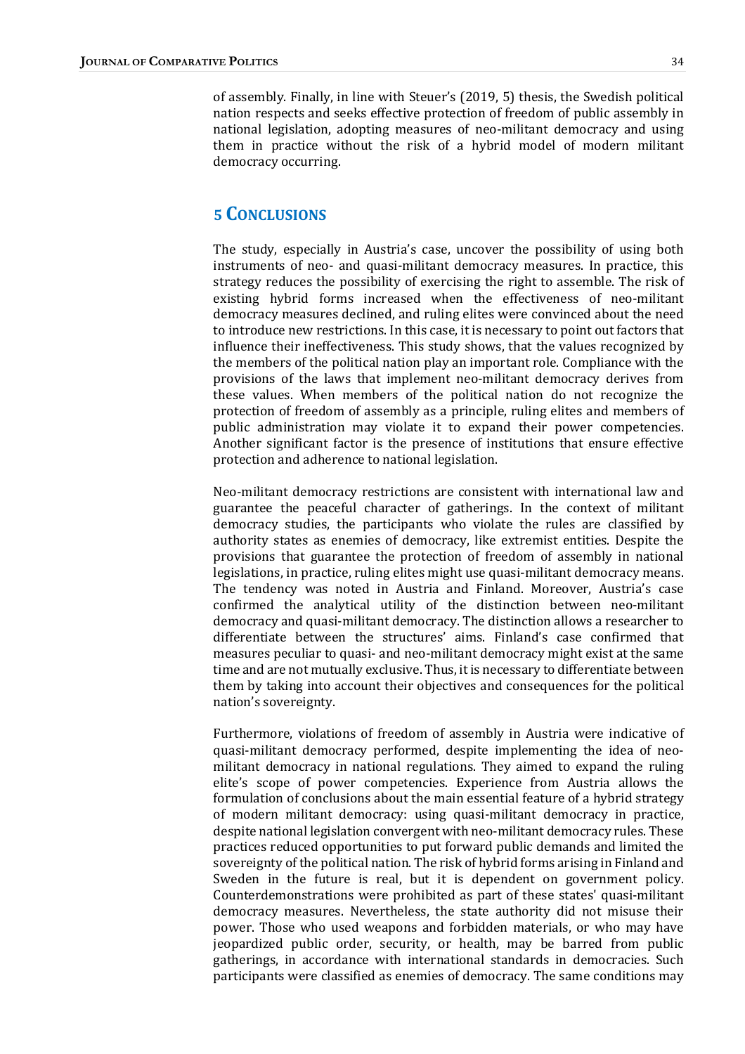of assembly. Finally, in line with Steuer's (2019, 5) thesis, the Swedish political nation respects and seeks effective protection of freedom of public assembly in national legislation, adopting measures of neo-militant democracy and using them in practice without the risk of a hybrid model of modern militant democracy occurring.

## 5 Conclusions

The study, especially in Austria's case, uncover the possibility of using both instruments of neo- and quasi-militant democracy measures. In practice, this strategy reduces the possibility of exercising the right to assemble. The risk of existing hybrid forms increased when the effectiveness of neo-militant democracy measures declined, and ruling elites were convinced about the need to introduce new restrictions. In this case, it is necessary to point out factors that influence their ineffectiveness. This study shows, that the values recognized by the members of the political nation play an important role. Compliance with the provisions of the laws that implement neo-militant democracy derives from these values. When members of the political nation do not recognize the protection of freedom of assembly as a principle, ruling elites and members of public administration may violate it to expand their power competencies. Another significant factor is the presence of institutions that ensure effective protection and adherence to national legislation.

Neo-militant democracy restrictions are consistent with international law and guarantee the peaceful character of gatherings. In the context of militant democracy studies, the participants who violate the rules are classified by authority states as enemies of democracy, like extremist entities. Despite the provisions that guarantee the protection of freedom of assembly in national legislations, in practice, ruling elites might use quasi-militant democracy means. The tendency was noted in Austria and Finland. Moreover, Austria's case confirmed the analytical utility of the distinction between neo-militant democracy and quasi-militant democracy. The distinction allows a researcher to differentiate between the structures' aims. Finland's case confirmed that measures peculiar to quasi- and neo-militant democracy might exist at the same time and are not mutually exclusive. Thus, it is necessary to differentiate between them by taking into account their objectives and consequences for the political nation's sovereignty.

Furthermore, violations of freedom of assembly in Austria were indicative of quasi-militant democracy performed, despite implementing the idea of neo-militant democracy in national regulations. They aimed to expand the ruling elite's scope of power competencies. Experience from Austria allows the formulation of conclusions about the main essential feature of a hybrid strategy of modern militant democracy: using quasi-militant democracy in practice, despite national legislation convergent with neo-militant democracy rules. These practices reduced opportunities to put forward public demands and limited the sovereignty of the political nation. The risk of hybrid forms arising in Finland and Sweden in the future is real, but it is dependent on government policy. Counterdemonstrations were prohibited as part of these states' quasi-militant democracy measures. Nevertheless, the state authority did not misuse their power. Those who used weapons and forbidden materials, or who may have jeopardized public order, security, or health, may be barred from public gatherings, in accordance with international standards in democracies. Such participants were classified as enemies of democracy. The same conditions may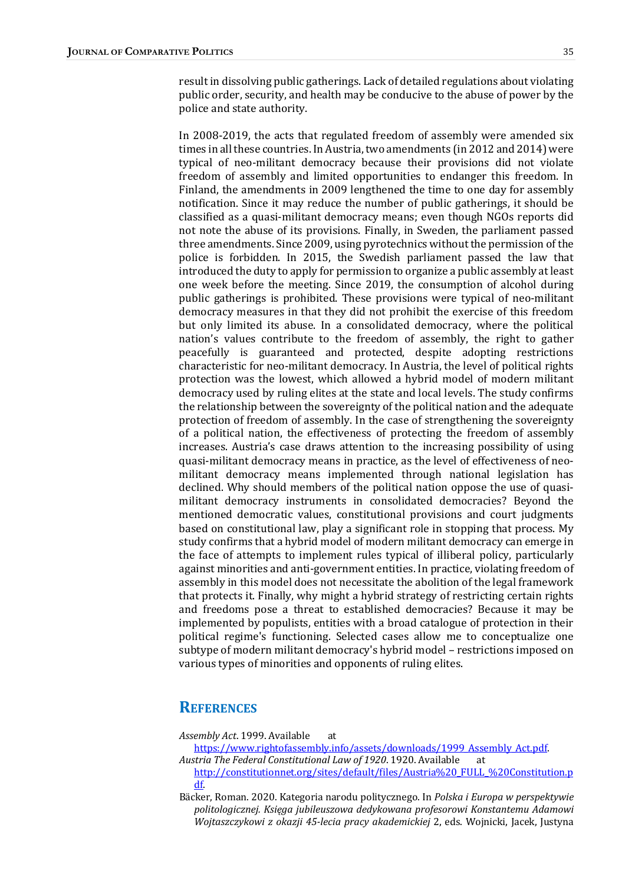result in dissolving public gatherings. Lack of detailed regulations about violating public order, security, and health may be conducive to the abuse of power by the police and state authority.

In 2008-2019, the acts that regulated freedom of assembly were amended six times in all these countries. In Austria, two amendments (in 2012 and 2014) were typical of neo-militant democracy because their provisions did not violate freedom of assembly and limited opportunities to endanger this freedom. In Finland, the amendments in 2009 lengthened the time to one day for assembly notification. Since it may reduce the number of public gatherings, it should be classified as a quasi-militant democracy means; even though NGOs reports did not note the abuse of its provisions. Finally, in Sweden, the parliament passed three amendments. Since 2009, using pyrotechnics without the permission of the police is forbidden. In 2015, the Swedish parliament passed the law that introduced the duty to apply for permission to organize a public assembly at least one week before the meeting. Since 2019, the consumption of alcohol during public gatherings is prohibited. These provisions were typical of neo-militant democracy measures in that they did not prohibit the exercise of this freedom but only limited its abuse. In a consolidated democracy, where the political nation's values contribute to the freedom of assembly, the right to gather peacefully is guaranteed and protected, despite adopting restrictions characteristic for neo-militant democracy. In Austria, the level of political rights protection was the lowest, which allowed a hybrid model of modern militant democracy used by ruling elites at the state and local levels. The study confirms the relationship between the sovereignty of the political nation and the adequate protection of freedom of assembly. In the case of strengthening the sovereignty of a political nation, the effectiveness of protecting the freedom of assembly increases. Austria's case draws attention to the increasing possibility of using quasi-militant democracy means in practice, as the level of effectiveness of neo-militant democracy means implemented through national legislation has declined. Why should members of the political nation oppose the use of quasi-militant democracy instruments in consolidated democracies? Beyond the mentioned democratic values, constitutional provisions and court judgments based on constitutional law, play a significant role in stopping that process. My study confirms that a hybrid model of modern militant democracy can emerge in the face of attempts to implement rules typical of illiberal policy, particularly against minorities and anti-government entities. In practice, violating freedom of assembly in this model does not necessitate the abolition of the legal framework that protects it. Finally, why might a hybrid strategy of restricting certain rights and freedoms pose a threat to established democracies? Because it may be implemented by populists, entities with a broad catalogue of protection in their political regime's functioning. Selected cases allow me to conceptualize one subtype of modern militant democracy's hybrid model – restrictions imposed on various types of minorities and opponents of ruling elites.

## REFERENCES

*Assembly Act*. 1999. Available at https://www.rightofassembly.info/assets/downloads/1999_Assembly_Act.pdf.

*Austria The Federal Constitutional Law of 1920*. 1920. Available at http://constitutionnet.org/sites/default/files/Austria%20_FULL_%20Constitution.pdf.

Bäcker, Roman. 2020. Kategoria narodu politycznego. In *Polska i Europa w perspektywie politologicznej. Księga jubileuszowa dedykowana profesorowi Konstantemu Adamowi Wojtaszczykowi z okazji 45-lecia pracy akademickiej* 2, eds. Wojnicki, Jacek, Justyna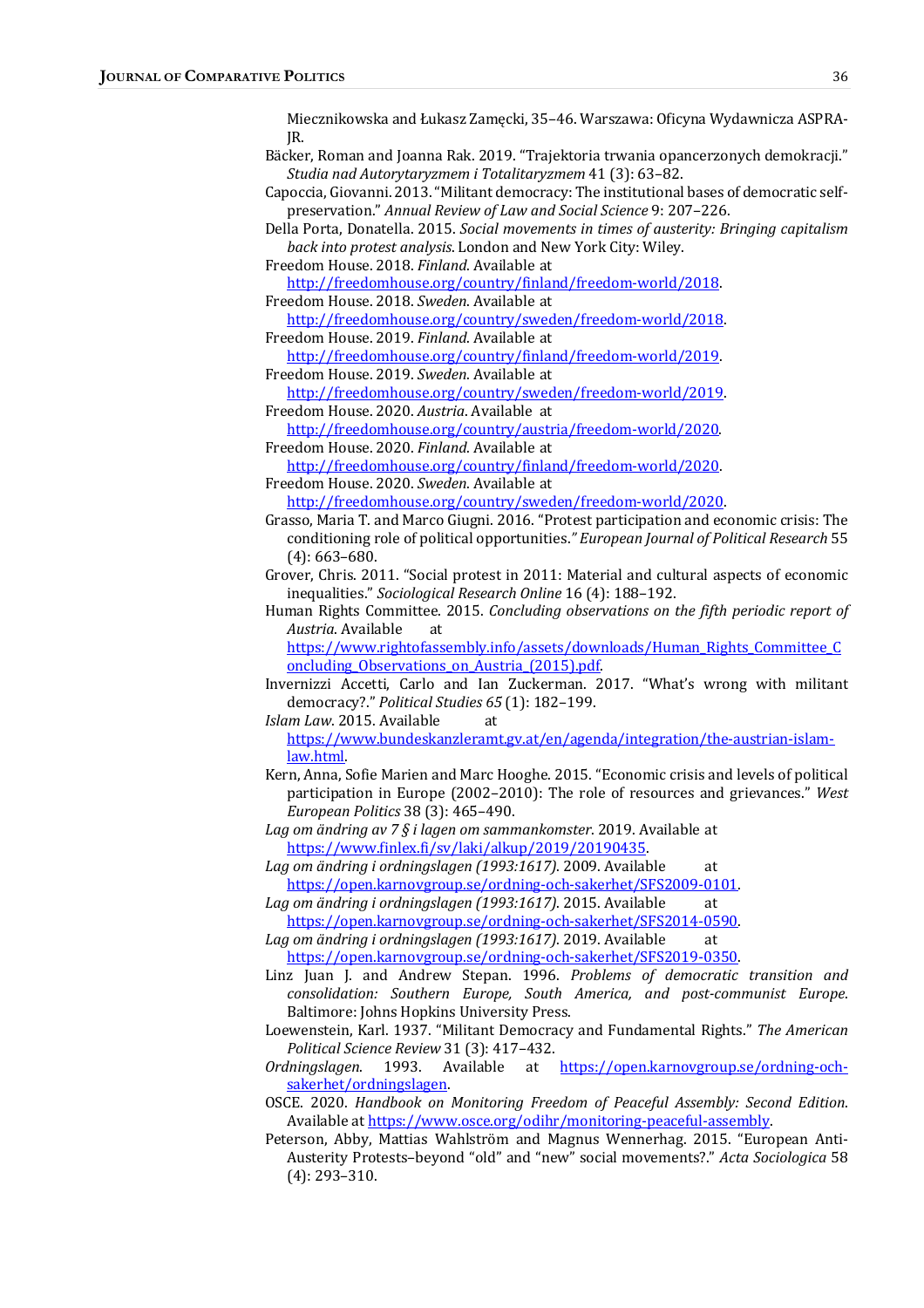Miecznikowska and Łukasz Zamęcki, 35–46. Warszawa: Oficyna Wydawnicza ASPRA-JR.

Bäcker, Roman and Joanna Rak. 2019. "Trajektoria trwania opancerzonych demokracji." *Studia nad Autorytaryzmem i Totalitaryzmem* 41 (3): 63–82.

Capoccia, Giovanni. 2013. "Militant democracy: The institutional bases of democratic self-preservation." *Annual Review of Law and Social Science* 9: 207–226.

Della Porta, Donatella. 2015. *Social movements in times of austerity: Bringing capitalism back into protest analysis*. London and New York City: Wiley.

Freedom House. 2018. *Finland*. Available at http://freedomhouse.org/country/finland/freedom-world/2018.

Freedom House. 2018. *Sweden*. Available at http://freedomhouse.org/country/sweden/freedom-world/2018.

Freedom House. 2019. *Finland*. Available at http://freedomhouse.org/country/finland/freedom-world/2019.

Freedom House. 2019. *Sweden*. Available at http://freedomhouse.org/country/sweden/freedom-world/2019.

Freedom House. 2020. *Austria*. Available at http://freedomhouse.org/country/austria/freedom-world/2020.

Freedom House. 2020. *Finland*. Available at http://freedomhouse.org/country/finland/freedom-world/2020.

Freedom House. 2020. *Sweden*. Available at http://freedomhouse.org/country/sweden/freedom-world/2020.

Grasso, Maria T. and Marco Giugni. 2016. "Protest participation and economic crisis: The conditioning role of political opportunities." *European Journal of Political Research* 55 (4): 663–680.

Grover, Chris. 2011. "Social protest in 2011: Material and cultural aspects of economic inequalities." *Sociological Research Online* 16 (4): 188–192.

Human Rights Committee. 2015. *Concluding observations on the fifth periodic report of Austria*. Available at https://www.rightofassembly.info/assets/downloads/Human_Rights_Committee_Concluding_Observations_on_Austria_(2015).pdf.

Invernizzi Accetti, Carlo and Ian Zuckerman. 2017. "What's wrong with militant democracy?." *Political Studies 65* (1): 182–199.

*Islam Law*. 2015. Available at https://www.bundeskanzleramt.gv.at/en/agenda/integration/the-austrian-islam-law.html.

Kern, Anna, Sofie Marien and Marc Hooghe. 2015. "Economic crisis and levels of political participation in Europe (2002–2010): The role of resources and grievances." *West European Politics* 38 (3): 465–490.

*Lag om ändring av 7 § i lagen om sammankomster*. 2019. Available at https://www.finlex.fi/sv/laki/alkup/2019/20190435.

*Lag om ändring i ordningslagen (1993:1617)*. 2009. Available at https://open.karnovgroup.se/ordning-och-sakerhet/SFS2009-0101.

*Lag om ändring i ordningslagen (1993:1617)*. 2015. Available at https://open.karnovgroup.se/ordning-och-sakerhet/SFS2014-0590.

*Lag om ändring i ordningslagen (1993:1617)*. 2019. Available at https://open.karnovgroup.se/ordning-och-sakerhet/SFS2019-0350.

Linz Juan J. and Andrew Stepan. 1996. *Problems of democratic transition and consolidation: Southern Europe, South America, and post-communist Europe*. Baltimore: Johns Hopkins University Press.

Loewenstein, Karl. 1937. "Militant Democracy and Fundamental Rights." *The American Political Science Review* 31 (3): 417–432.

*Ordningslagen*. 1993. Available at https://open.karnovgroup.se/ordning-och-sakerhet/ordningslagen.

OSCE. 2020. *Handbook on Monitoring Freedom of Peaceful Assembly: Second Edition*. Available at https://www.osce.org/odihr/monitoring-peaceful-assembly.

Peterson, Abby, Mattias Wahlström and Magnus Wennerhag. 2015. "European Anti-Austerity Protests–beyond "old" and "new" social movements?." *Acta Sociologica* 58 (4): 293–310.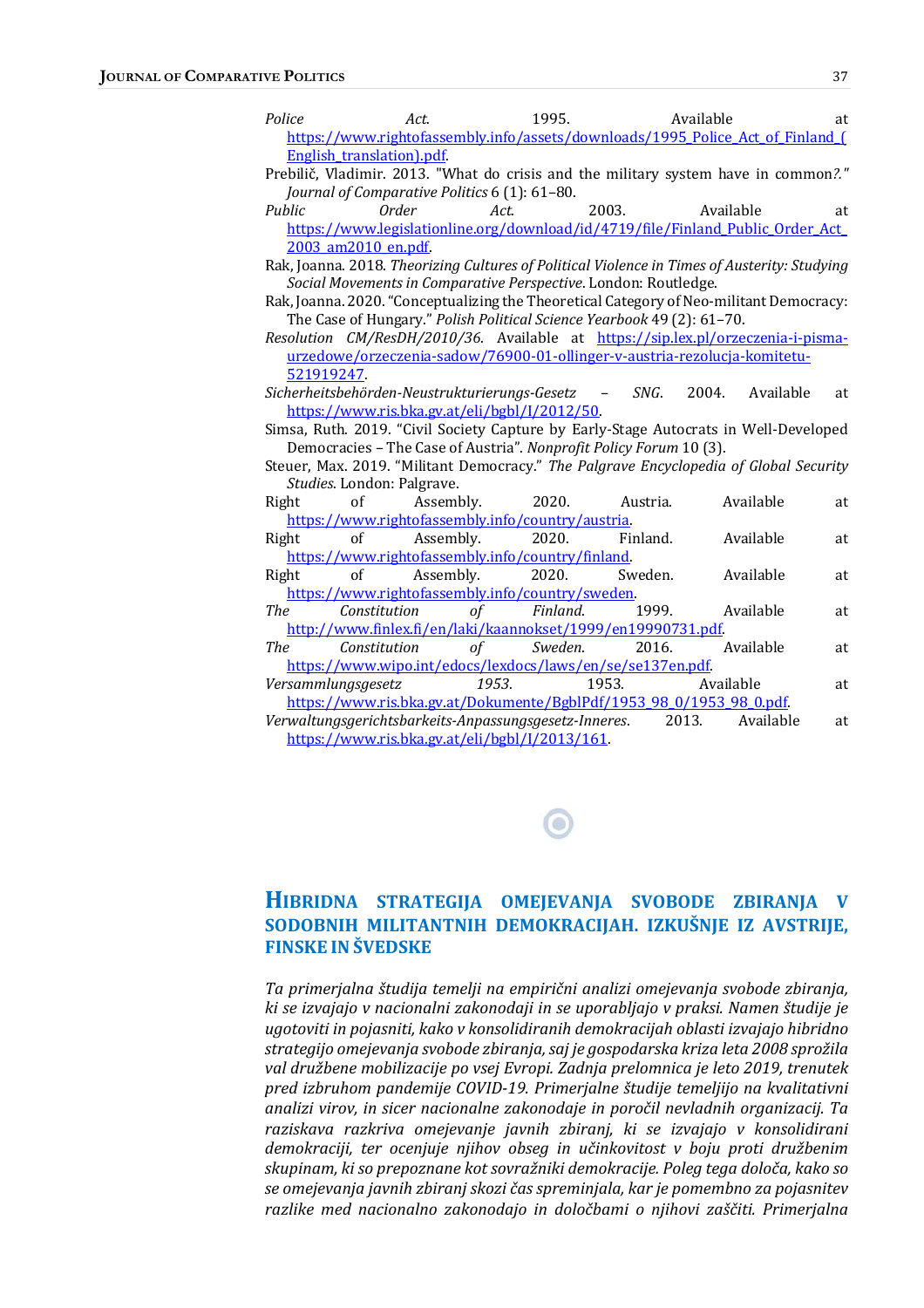*Police Act*. 1995. Available at https://www.rightofassembly.info/assets/downloads/1995_Police_Act_of_Finland_(English_translation).pdf.

Prebilič, Vladimir. 2013. "What do crisis and the military system have in common?." *Journal of Comparative Politics* 6 (1): 61–80.

*Public Order Act*. 2003. Available at https://www.legislationline.org/download/id/4719/file/Finland_Public_Order_Act_2003_am2010_en.pdf.

Rak, Joanna. 2018. *Theorizing Cultures of Political Violence in Times of Austerity: Studying Social Movements in Comparative Perspective*. London: Routledge.

Rak, Joanna. 2020. "Conceptualizing the Theoretical Category of Neo-militant Democracy: The Case of Hungary." *Polish Political Science Yearbook* 49 (2): 61–70.

*Resolution CM/ResDH/2010/36*. Available at https://sip.lex.pl/orzeczenia-i-pisma-urzedowe/orzeczenia-sadow/76900-01-ollinger-v-austria-rezolucja-komitetu-521919247.

*Sicherheitsbehörden-Neustrukturierungs-Gesetz – SNG*. 2004. Available at https://www.ris.bka.gv.at/eli/bgbl/I/2012/50.

Simsa, Ruth. 2019. "Civil Society Capture by Early-Stage Autocrats in Well-Developed Democracies – The Case of Austria". *Nonprofit Policy Forum* 10 (3).

Steuer, Max. 2019. "Militant Democracy." *The Palgrave Encyclopedia of Global Security Studies*. London: Palgrave.

Right of Assembly. 2020. Austria. Available at https://www.rightofassembly.info/country/austria.

Right of Assembly. 2020. Finland. Available at https://www.rightofassembly.info/country/finland.

Right of Assembly. 2020. Sweden. Available at https://www.rightofassembly.info/country/sweden.

*The Constitution of Finland*. 1999. Available at http://www.finlex.fi/en/laki/kaannokset/1999/en19990731.pdf.

*The Constitution of Sweden*. 2016. Available at https://www.wipo.int/edocs/lexdocs/laws/en/se/se137en.pdf.

*Versammlungsgesetz 1953*. 1953. Available at https://www.ris.bka.gv.at/Dokumente/BgblPdf/1953_98_0/1953_98_0.pdf.

*Verwaltungsgerichtsbarkeits-Anpassungsgesetz-Inneres*. 2013. Available at https://www.ris.bka.gv.at/eli/bgbl/I/2013/161.

## HIBRIDNA STRATEGIJA OMEJEVANJA SVOBODE ZBIRANJA V SODOBNIH MILITANTNIH DEMOKRACIJAH. IZKUŠNJE IZ AVSTRIJE, FINSKE IN ŠVEDSKE

*Ta primerjalna študija temelji na empirični analizi omejevanja svobode zbiranja, ki se izvajajo v nacionalni zakonodaji in se uporabljajo v praksi. Namen študije je ugotoviti in pojasniti, kako v konsolidiranih demokracijah oblasti izvajajo hibridno strategijo omejevanja svobode zbiranja, saj je gospodarska kriza leta 2008 sprožila val družbene mobilizacije po vsej Evropi. Zadnja prelomnica je leto 2019, trenutek pred izbruhom pandemije COVID-19. Primerjalne študije temeljijo na kvalitativni analizi virov, in sicer nacionalne zakonodaje in poročil nevladnih organizacij. Ta raziskava razkriva omejevanje javnih zbiranj, ki se izvajajo v konsolidirani demokraciji, ter ocenjuje njihov obseg in učinkovitost v boju proti družbenim skupinam, ki so prepoznane kot sovražniki demokracije. Poleg tega določa, kako so se omejevanja javnih zbiranj skozi čas spreminjala, kar je pomembno za pojasnitev razlike med nacionalno zakonodajo in določbami o njihovi zaščiti. Primerjalna*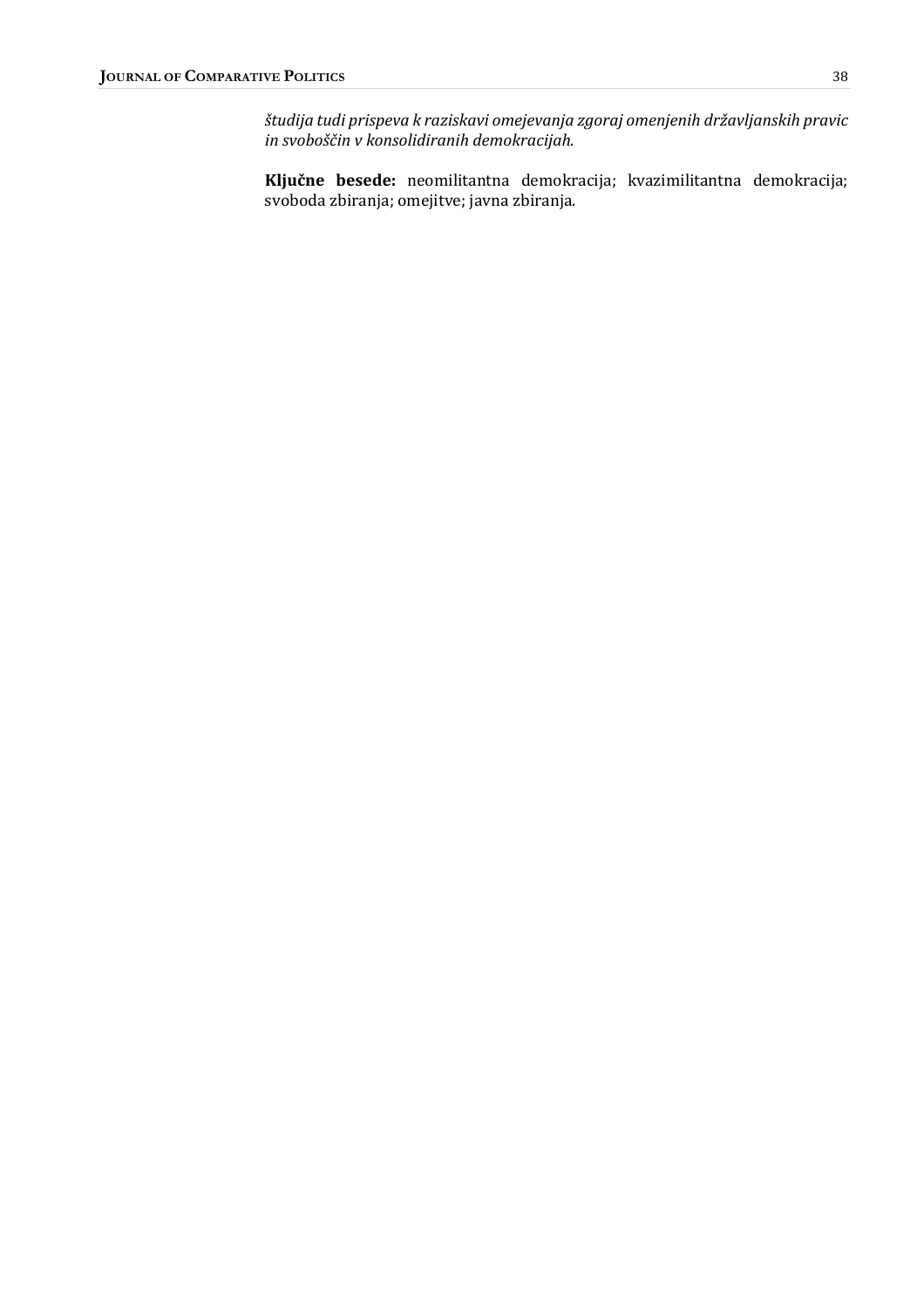*študija tudi prispeva k raziskavi omejevanja zgoraj omenjenih državljanskih pravic in svoboščin v konsolidiranih demokracijah.*

**Ključne besede:** neomilitantna demokracija; kvazimilitantna demokracija; svoboda zbiranja; omejitve; javna zbiranja.